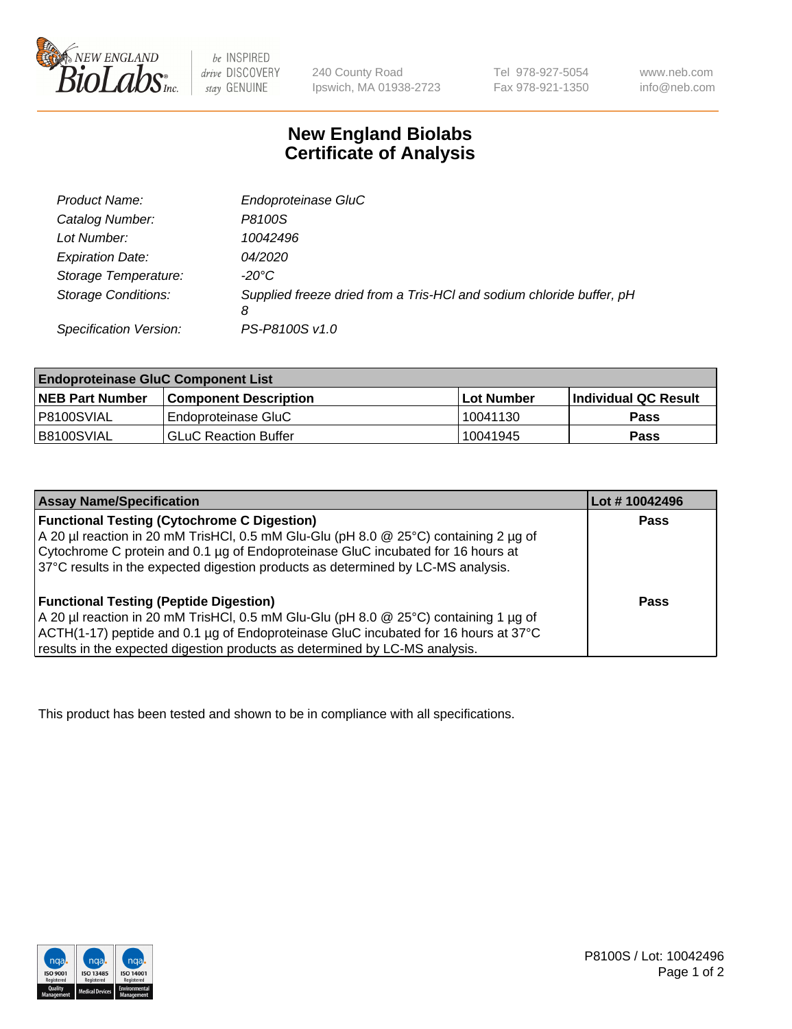# New England Biolabs Certificate of Analysis

| | |
|---|---|
| *Product Name:* | *Endoproteinase GluC* |
| *Catalog Number:* | *P8100S* |
| *Lot Number:* | *10042496* |
| *Expiration Date:* | *04/2020* |
| *Storage Temperature:* | *-20°C* |
| *Storage Conditions:* | *Supplied freeze dried from a Tris-HCl and sodium chloride buffer, pH 8* |
| *Specification Version:* | *PS-P8100S v1.0* |

| Endoproteinase GluC Component List | | | |
|---|---|---|---|
| **NEB Part Number** | **Component Description** | **Lot Number** | **Individual QC Result** |
| P8100SVIAL | Endoproteinase GluC | 10041130 | **Pass** |
| B8100SVIAL | GLuC Reaction Buffer | 10041945 | **Pass** |

| Assay Name/Specification | Lot # 10042496 |
|---|---|
| **Functional Testing (Cytochrome C Digestion)**<br>A 20 µl reaction in 20 mM TrisHCl, 0.5 mM Glu-Glu (pH 8.0 @ 25°C) containing 2 µg of Cytochrome C protein and 0.1 µg of Endoproteinase GluC incubated for 16 hours at 37°C results in the expected digestion products as determined by LC-MS analysis. | **Pass** |
| **Functional Testing (Peptide Digestion)**<br>A 20 µl reaction in 20 mM TrisHCl, 0.5 mM Glu-Glu (pH 8.0 @ 25°C) containing 1 µg of ACTH(1-17) peptide and 0.1 µg of Endoproteinase GluC incubated for 16 hours at 37°C results in the expected digestion products as determined by LC-MS analysis. | **Pass** |

This product has been tested and shown to be in compliance with all specifications.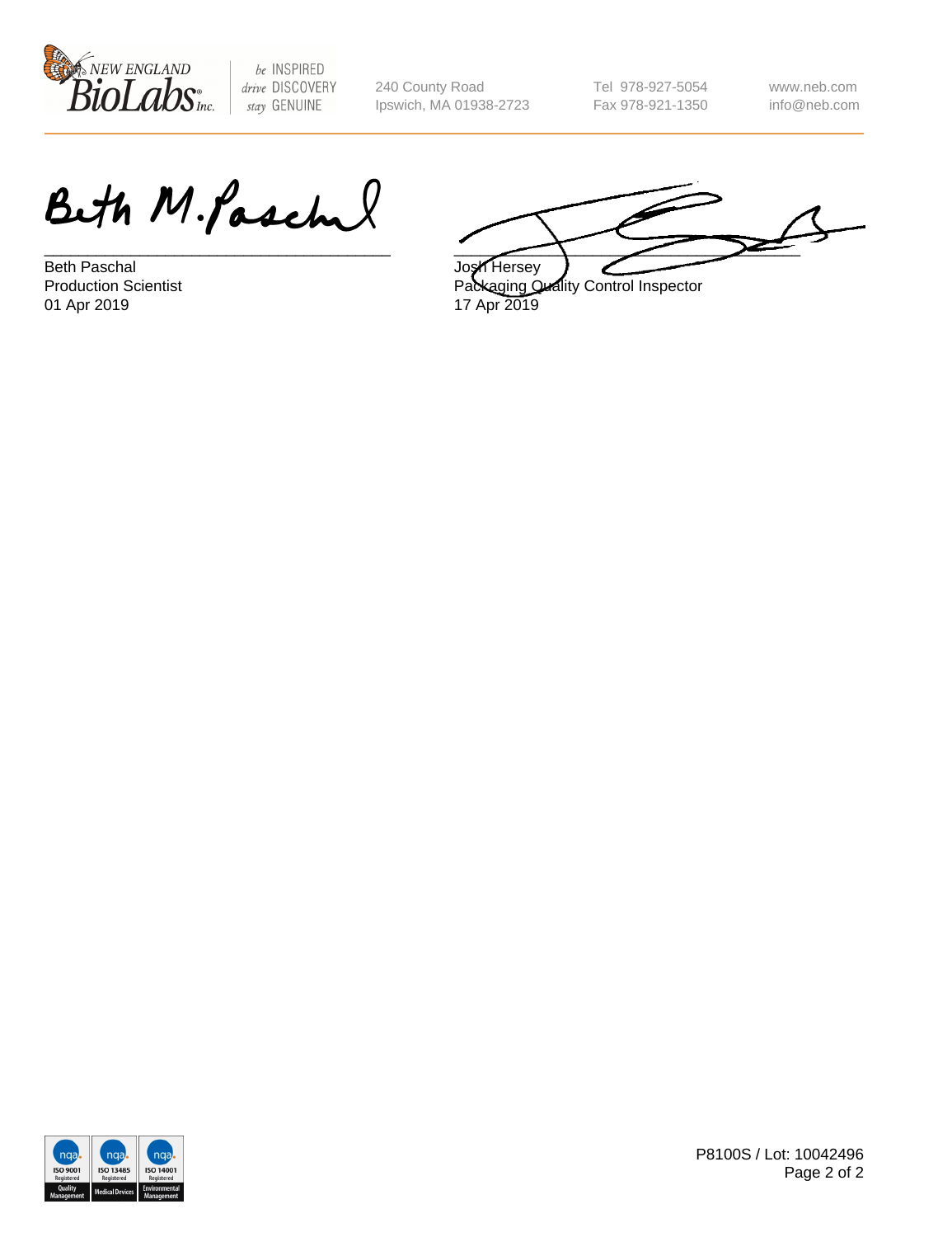Beth Paschal
Production Scientist
01 Apr 2019

Josh Hersey
Packaging Quality Control Inspector
17 Apr 2019

P8100S / Lot: 10042496